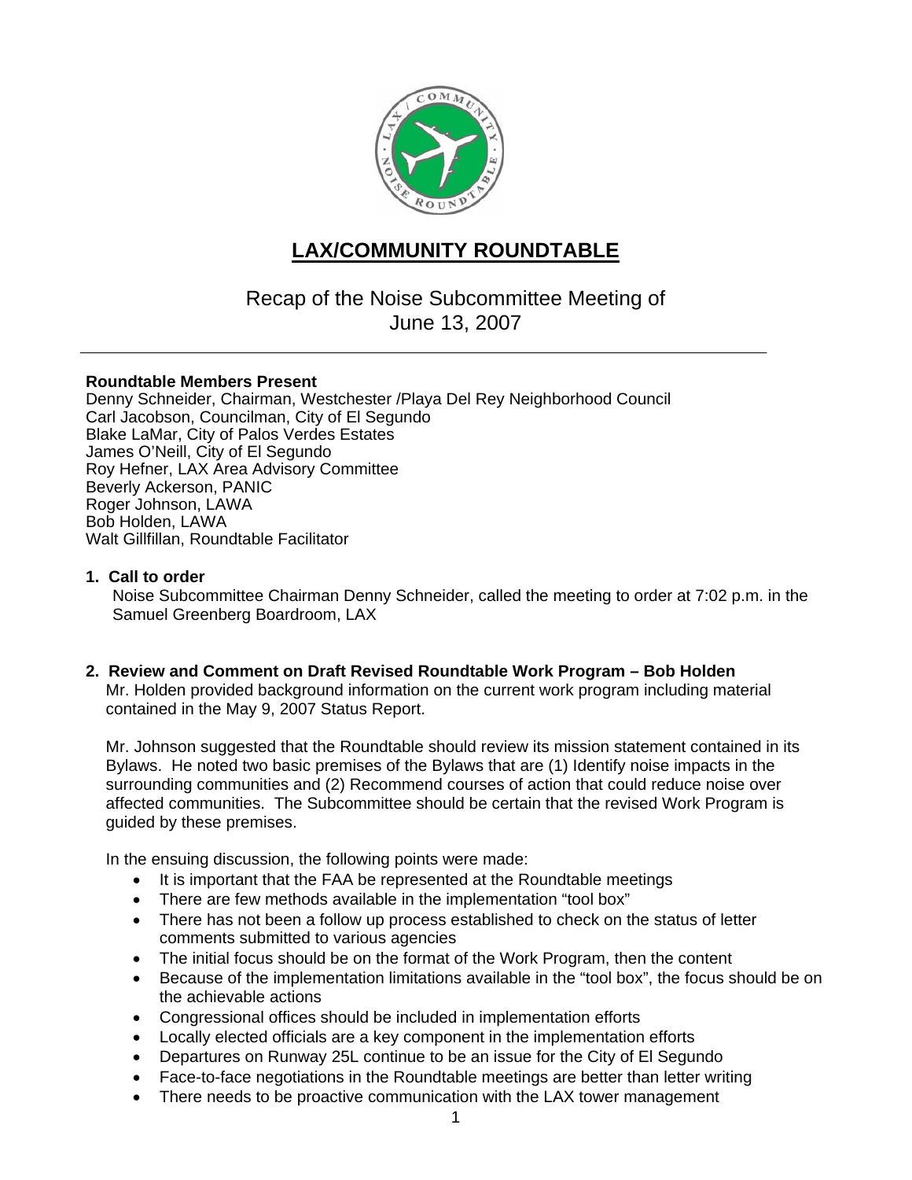# LAX/COMMUNITY ROUNDTABLE

## Recap of the Noise Subcommittee Meeting of June 13, 2007

---

**Roundtable Members Present**
Denny Schneider, Chairman, Westchester /Playa Del Rey Neighborhood Council
Carl Jacobson, Councilman, City of El Segundo
Blake LaMar, City of Palos Verdes Estates
James O'Neill, City of El Segundo
Roy Hefner, LAX Area Advisory Committee
Beverly Ackerson, PANIC
Roger Johnson, LAWA
Bob Holden, LAWA
Walt Gillfillan, Roundtable Facilitator

**1. Call to order**

Noise Subcommittee Chairman Denny Schneider, called the meeting to order at 7:02 p.m. in the Samuel Greenberg Boardroom, LAX

**2. Review and Comment on Draft Revised Roundtable Work Program – Bob Holden**

Mr. Holden provided background information on the current work program including material contained in the May 9, 2007 Status Report.

Mr. Johnson suggested that the Roundtable should review its mission statement contained in its Bylaws. He noted two basic premises of the Bylaws that are (1) Identify noise impacts in the surrounding communities and (2) Recommend courses of action that could reduce noise over affected communities. The Subcommittee should be certain that the revised Work Program is guided by these premises.

In the ensuing discussion, the following points were made:

- It is important that the FAA be represented at the Roundtable meetings
- There are few methods available in the implementation "tool box"
- There has not been a follow up process established to check on the status of letter comments submitted to various agencies
- The initial focus should be on the format of the Work Program, then the content
- Because of the implementation limitations available in the "tool box", the focus should be on the achievable actions
- Congressional offices should be included in implementation efforts
- Locally elected officials are a key component in the implementation efforts
- Departures on Runway 25L continue to be an issue for the City of El Segundo
- Face-to-face negotiations in the Roundtable meetings are better than letter writing
- There needs to be proactive communication with the LAX tower management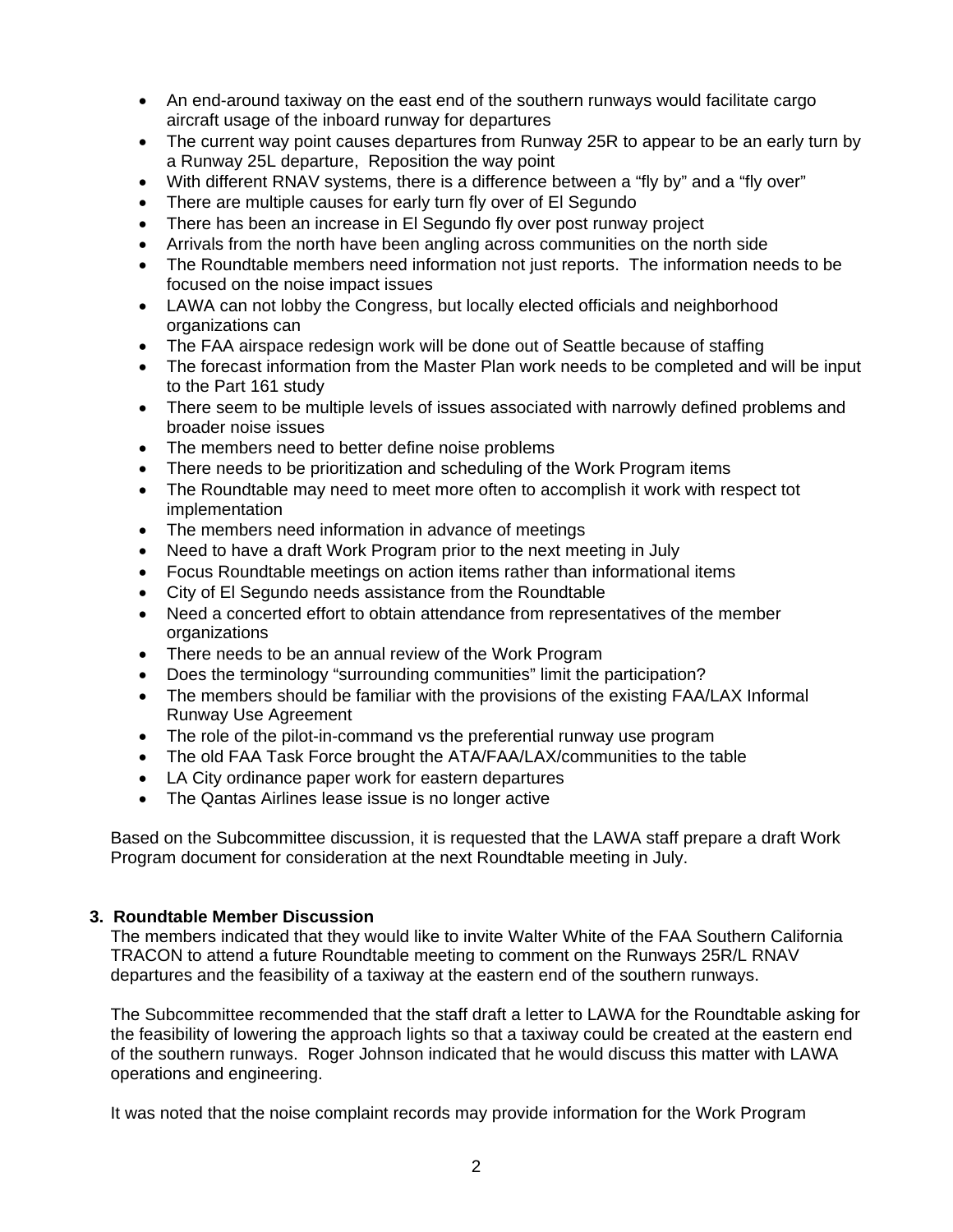- An end-around taxiway on the east end of the southern runways would facilitate cargo aircraft usage of the inboard runway for departures
- The current way point causes departures from Runway 25R to appear to be an early turn by a Runway 25L departure,  Reposition the way point
- With different RNAV systems, there is a difference between a “fly by” and a “fly over”
- There are multiple causes for early turn fly over of El Segundo
- There has been an increase in El Segundo fly over post runway project
- Arrivals from the north have been angling across communities on the north side
- The Roundtable members need information not just reports.  The information needs to be focused on the noise impact issues
- LAWA can not lobby the Congress, but locally elected officials and neighborhood organizations can
- The FAA airspace redesign work will be done out of Seattle because of staffing
- The forecast information from the Master Plan work needs to be completed and will be input to the Part 161 study
- There seem to be multiple levels of issues associated with narrowly defined problems and broader noise issues
- The members need to better define noise problems
- There needs to be prioritization and scheduling of the Work Program items
- The Roundtable may need to meet more often to accomplish it work with respect tot implementation
- The members need information in advance of meetings
- Need to have a draft Work Program prior to the next meeting in July
- Focus Roundtable meetings on action items rather than informational items
- City of El Segundo needs assistance from the Roundtable
- Need a concerted effort to obtain attendance from representatives of the member organizations
- There needs to be an annual review of the Work Program
- Does the terminology “surrounding communities” limit the participation?
- The members should be familiar with the provisions of the existing FAA/LAX Informal Runway Use Agreement
- The role of the pilot-in-command vs the preferential runway use program
- The old FAA Task Force brought the ATA/FAA/LAX/communities to the table
- LA City ordinance paper work for eastern departures
- The Qantas Airlines lease issue is no longer active

Based on the Subcommittee discussion, it is requested that the LAWA staff prepare a draft Work Program document for consideration at the next Roundtable meeting in July.

### 3. Roundtable Member Discussion

The members indicated that they would like to invite Walter White of the FAA Southern California TRACON to attend a future Roundtable meeting to comment on the Runways 25R/L RNAV departures and the feasibility of a taxiway at the eastern end of the southern runways.

The Subcommittee recommended that the staff draft a letter to LAWA for the Roundtable asking for the feasibility of lowering the approach lights so that a taxiway could be created at the eastern end of the southern runways.  Roger Johnson indicated that he would discuss this matter with LAWA operations and engineering.

It was noted that the noise complaint records may provide information for the Work Program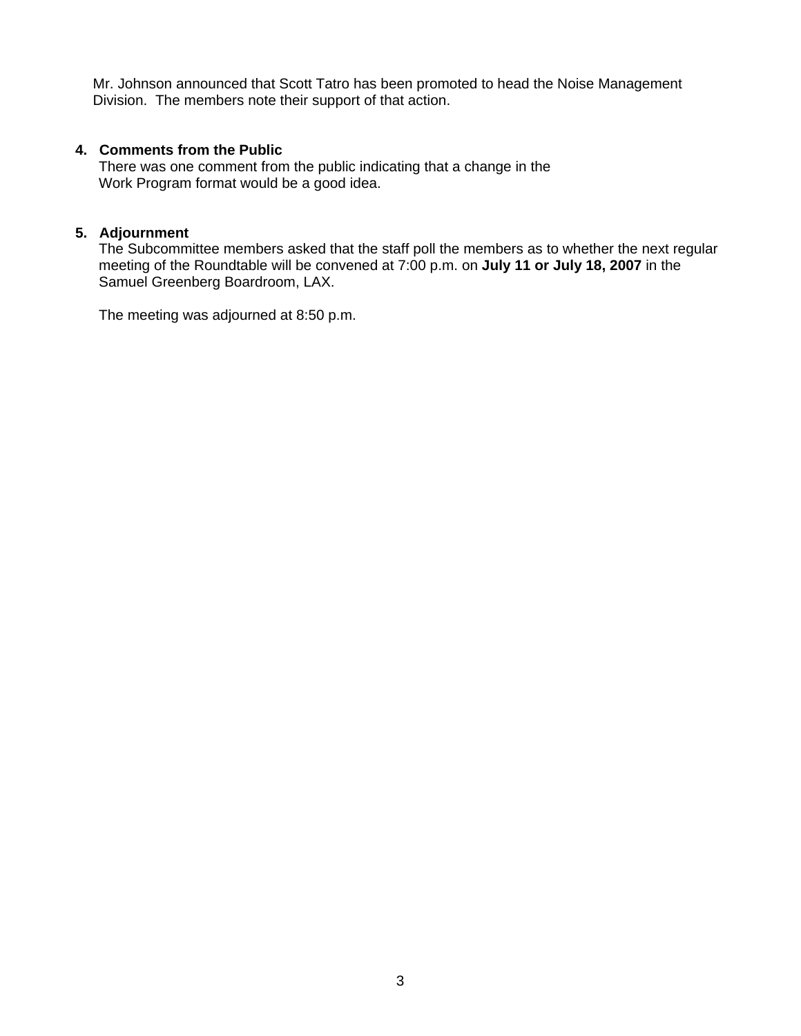Mr. Johnson announced that Scott Tatro has been promoted to head the Noise Management Division. The members note their support of that action.

**4. Comments from the Public**

There was one comment from the public indicating that a change in the Work Program format would be a good idea.

**5. Adjournment**

The Subcommittee members asked that the staff poll the members as to whether the next regular meeting of the Roundtable will be convened at 7:00 p.m. on **July 11 or July 18, 2007** in the Samuel Greenberg Boardroom, LAX.

The meeting was adjourned at 8:50 p.m.